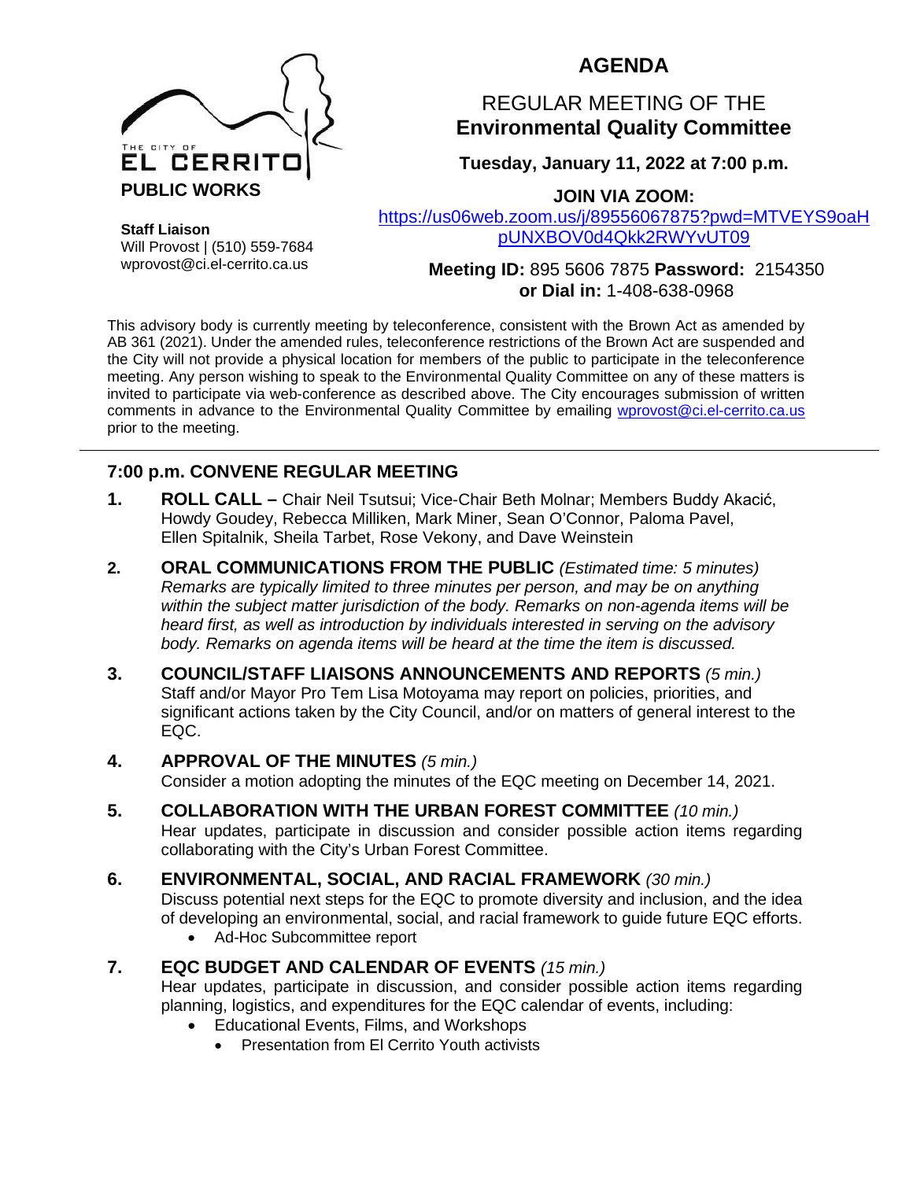THE CITY OF EL CERRITO

**PUBLIC WORKS**

**Staff Liaison**
Will Provost | (510) 559-7684
wprovost@ci.el-cerrito.ca.us

# AGENDA

## REGULAR MEETING OF THE **Environmental Quality Committee**

**Tuesday, January 11, 2022 at 7:00 p.m.**

**JOIN VIA ZOOM:**
https://us06web.zoom.us/j/89556067875?pwd=MTVEYS9oaHpUNXBOV0d4Qkk2RWYvUT09

**Meeting ID:** 895 5606 7875 **Password:** 2154350
**or Dial in:** 1-408-638-0968

This advisory body is currently meeting by teleconference, consistent with the Brown Act as amended by AB 361 (2021). Under the amended rules, teleconference restrictions of the Brown Act are suspended and the City will not provide a physical location for members of the public to participate in the teleconference meeting. Any person wishing to speak to the Environmental Quality Committee on any of these matters is invited to participate via web-conference as described above. The City encourages submission of written comments in advance to the Environmental Quality Committee by emailing wprovost@ci.el-cerrito.ca.us prior to the meeting.

---

### 7:00 p.m. CONVENE REGULAR MEETING

**1. ROLL CALL –** Chair Neil Tsutsui; Vice-Chair Beth Molnar; Members Buddy Akacić, Howdy Goudey, Rebecca Milliken, Mark Miner, Sean O'Connor, Paloma Pavel, Ellen Spitalnik, Sheila Tarbet, Rose Vekony, and Dave Weinstein

**2. ORAL COMMUNICATIONS FROM THE PUBLIC** *(Estimated time: 5 minutes)*
*Remarks are typically limited to three minutes per person, and may be on anything within the subject matter jurisdiction of the body. Remarks on non-agenda items will be heard first, as well as introduction by individuals interested in serving on the advisory body. Remarks on agenda items will be heard at the time the item is discussed.*

**3. COUNCIL/STAFF LIAISONS ANNOUNCEMENTS AND REPORTS** *(5 min.)*
Staff and/or Mayor Pro Tem Lisa Motoyama may report on policies, priorities, and significant actions taken by the City Council, and/or on matters of general interest to the EQC.

**4. APPROVAL OF THE MINUTES** *(5 min.)*
Consider a motion adopting the minutes of the EQC meeting on December 14, 2021.

**5. COLLABORATION WITH THE URBAN FOREST COMMITTEE** *(10 min.)*
Hear updates, participate in discussion and consider possible action items regarding collaborating with the City's Urban Forest Committee.

**6. ENVIRONMENTAL, SOCIAL, AND RACIAL FRAMEWORK** *(30 min.)*
Discuss potential next steps for the EQC to promote diversity and inclusion, and the idea of developing an environmental, social, and racial framework to guide future EQC efforts.

- Ad-Hoc Subcommittee report

**7. EQC BUDGET AND CALENDAR OF EVENTS** *(15 min.)*
Hear updates, participate in discussion, and consider possible action items regarding planning, logistics, and expenditures for the EQC calendar of events, including:

- Educational Events, Films, and Workshops
  - Presentation from El Cerrito Youth activists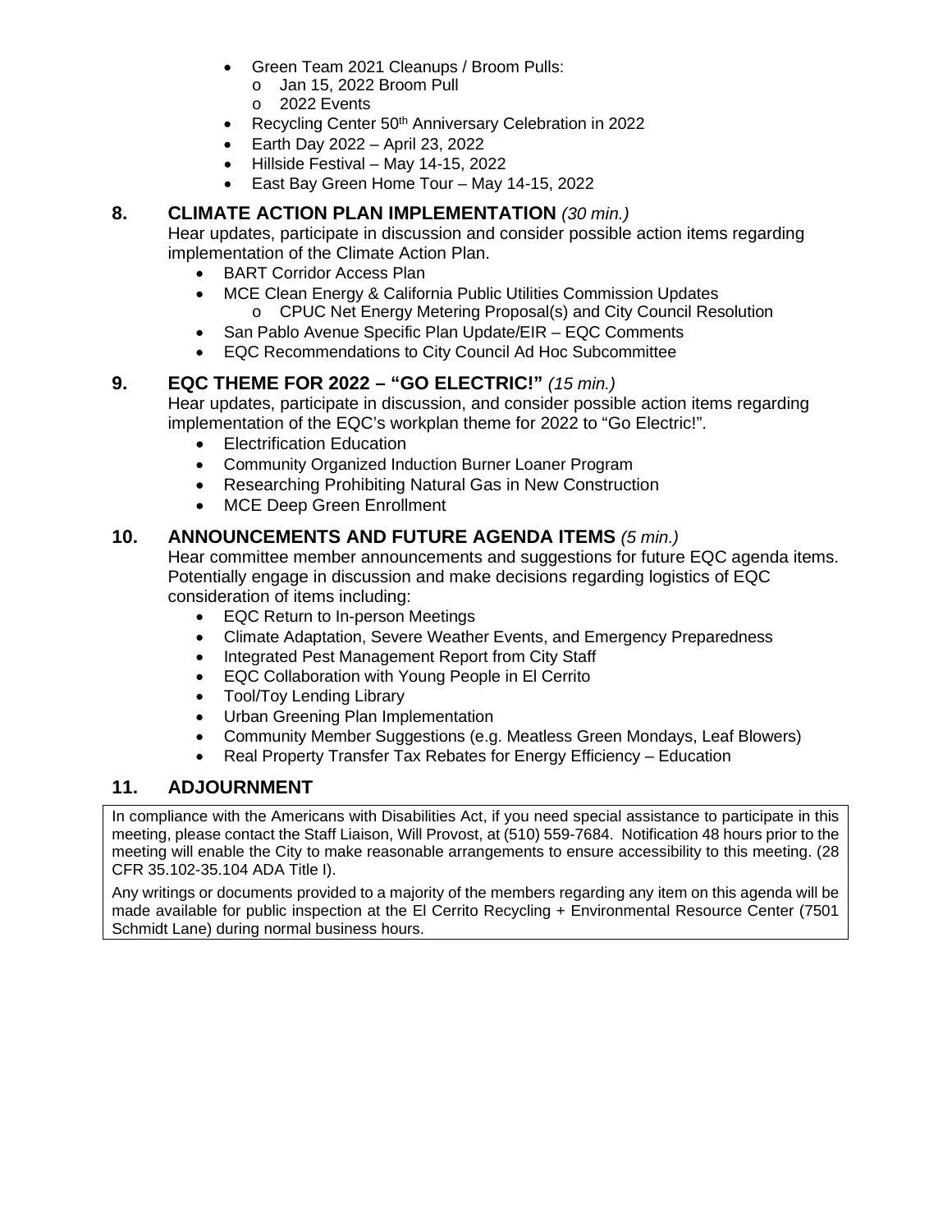- Green Team 2021 Cleanups / Broom Pulls:
  - Jan 15, 2022 Broom Pull
  - 2022 Events
- Recycling Center 50th Anniversary Celebration in 2022
- Earth Day 2022 – April 23, 2022
- Hillside Festival – May 14-15, 2022
- East Bay Green Home Tour – May 14-15, 2022

## 8. CLIMATE ACTION PLAN IMPLEMENTATION *(30 min.)*

Hear updates, participate in discussion and consider possible action items regarding implementation of the Climate Action Plan.

- BART Corridor Access Plan
- MCE Clean Energy & California Public Utilities Commission Updates
  - CPUC Net Energy Metering Proposal(s) and City Council Resolution
- San Pablo Avenue Specific Plan Update/EIR – EQC Comments
- EQC Recommendations to City Council Ad Hoc Subcommittee

## 9. EQC THEME FOR 2022 – "GO ELECTRIC!" *(15 min.)*

Hear updates, participate in discussion, and consider possible action items regarding implementation of the EQC's workplan theme for 2022 to "Go Electric!".

- Electrification Education
- Community Organized Induction Burner Loaner Program
- Researching Prohibiting Natural Gas in New Construction
- MCE Deep Green Enrollment

## 10. ANNOUNCEMENTS AND FUTURE AGENDA ITEMS *(5 min.)*

Hear committee member announcements and suggestions for future EQC agenda items. Potentially engage in discussion and make decisions regarding logistics of EQC consideration of items including:

- EQC Return to In-person Meetings
- Climate Adaptation, Severe Weather Events, and Emergency Preparedness
- Integrated Pest Management Report from City Staff
- EQC Collaboration with Young People in El Cerrito
- Tool/Toy Lending Library
- Urban Greening Plan Implementation
- Community Member Suggestions (e.g. Meatless Green Mondays, Leaf Blowers)
- Real Property Transfer Tax Rebates for Energy Efficiency – Education

## 11. ADJOURNMENT

In compliance with the Americans with Disabilities Act, if you need special assistance to participate in this meeting, please contact the Staff Liaison, Will Provost, at (510) 559-7684. Notification 48 hours prior to the meeting will enable the City to make reasonable arrangements to ensure accessibility to this meeting. (28 CFR 35.102-35.104 ADA Title I).

Any writings or documents provided to a majority of the members regarding any item on this agenda will be made available for public inspection at the El Cerrito Recycling + Environmental Resource Center (7501 Schmidt Lane) during normal business hours.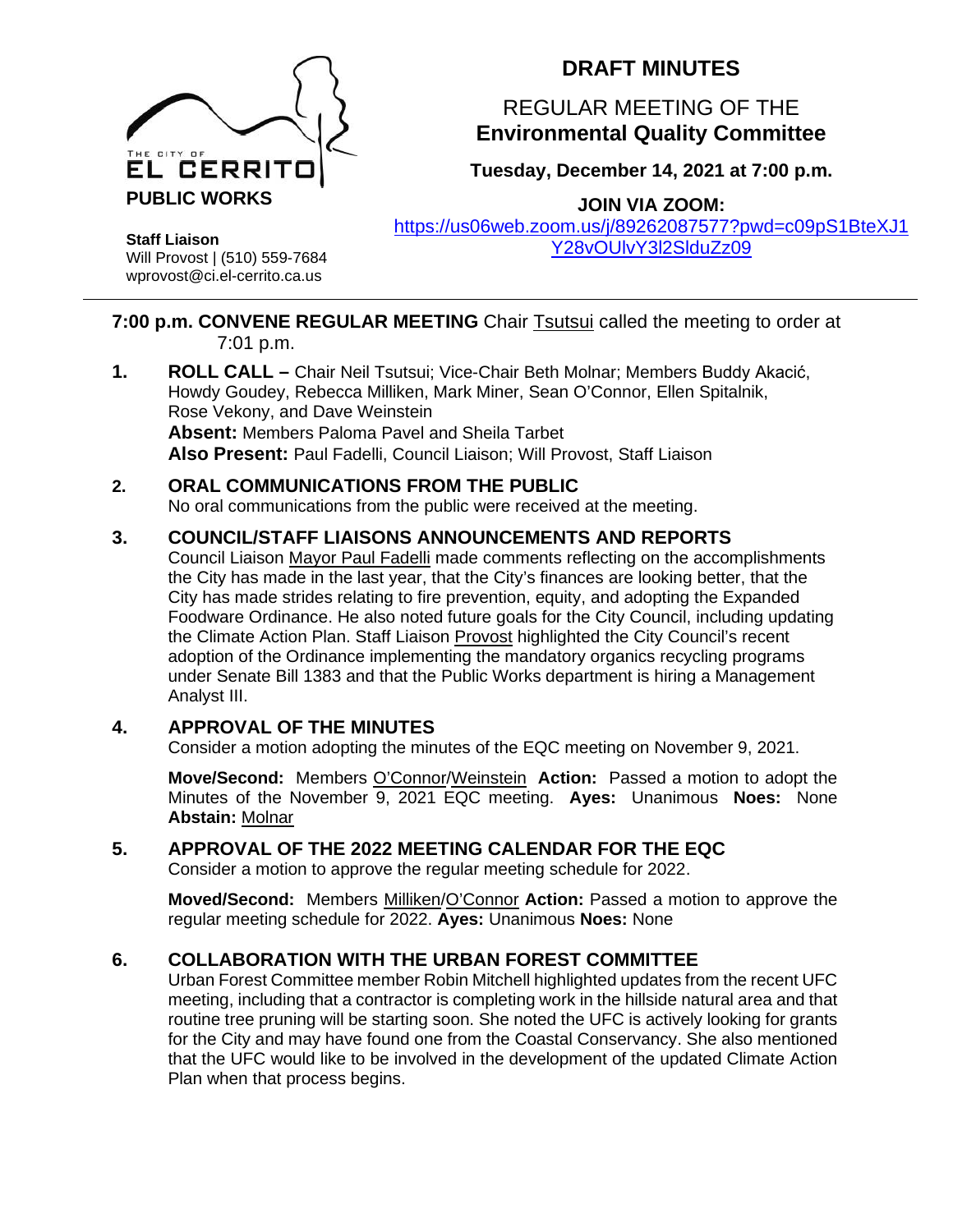THE CITY OF
EL CERRITO
**PUBLIC WORKS**

**Staff Liaison**
Will Provost | (510) 559-7684
wprovost@ci.el-cerrito.ca.us

# DRAFT MINUTES

## REGULAR MEETING OF THE **Environmental Quality Committee**

**Tuesday, December 14, 2021 at 7:00 p.m.**

**JOIN VIA ZOOM:**
https://us06web.zoom.us/j/89262087577?pwd=c09pS1BteXJ1Y28vOUlvY3l2SlduZz09

---

**7:00 p.m. CONVENE REGULAR MEETING** Chair Tsutsui called the meeting to order at 7:01 p.m.

**1. ROLL CALL –** Chair Neil Tsutsui; Vice-Chair Beth Molnar; Members Buddy Akacić, Howdy Goudey, Rebecca Milliken, Mark Miner, Sean O'Connor, Ellen Spitalnik, Rose Vekony, and Dave Weinstein
**Absent:** Members Paloma Pavel and Sheila Tarbet
**Also Present:** Paul Fadelli, Council Liaison; Will Provost, Staff Liaison

**2. ORAL COMMUNICATIONS FROM THE PUBLIC**
No oral communications from the public were received at the meeting.

**3. COUNCIL/STAFF LIAISONS ANNOUNCEMENTS AND REPORTS**
Council Liaison Mayor Paul Fadelli made comments reflecting on the accomplishments the City has made in the last year, that the City's finances are looking better, that the City has made strides relating to fire prevention, equity, and adopting the Expanded Foodware Ordinance. He also noted future goals for the City Council, including updating the Climate Action Plan. Staff Liaison Provost highlighted the City Council's recent adoption of the Ordinance implementing the mandatory organics recycling programs under Senate Bill 1383 and that the Public Works department is hiring a Management Analyst III.

**4. APPROVAL OF THE MINUTES**
Consider a motion adopting the minutes of the EQC meeting on November 9, 2021.

**Move/Second:** Members O'Connor/Weinstein **Action:** Passed a motion to adopt the Minutes of the November 9, 2021 EQC meeting. **Ayes:** Unanimous **Noes:** None **Abstain:** Molnar

**5. APPROVAL OF THE 2022 MEETING CALENDAR FOR THE EQC**
Consider a motion to approve the regular meeting schedule for 2022.

**Moved/Second:** Members Milliken/O'Connor **Action:** Passed a motion to approve the regular meeting schedule for 2022. **Ayes:** Unanimous **Noes:** None

**6. COLLABORATION WITH THE URBAN FOREST COMMITTEE**
Urban Forest Committee member Robin Mitchell highlighted updates from the recent UFC meeting, including that a contractor is completing work in the hillside natural area and that routine tree pruning will be starting soon. She noted the UFC is actively looking for grants for the City and may have found one from the Coastal Conservancy. She also mentioned that the UFC would like to be involved in the development of the updated Climate Action Plan when that process begins.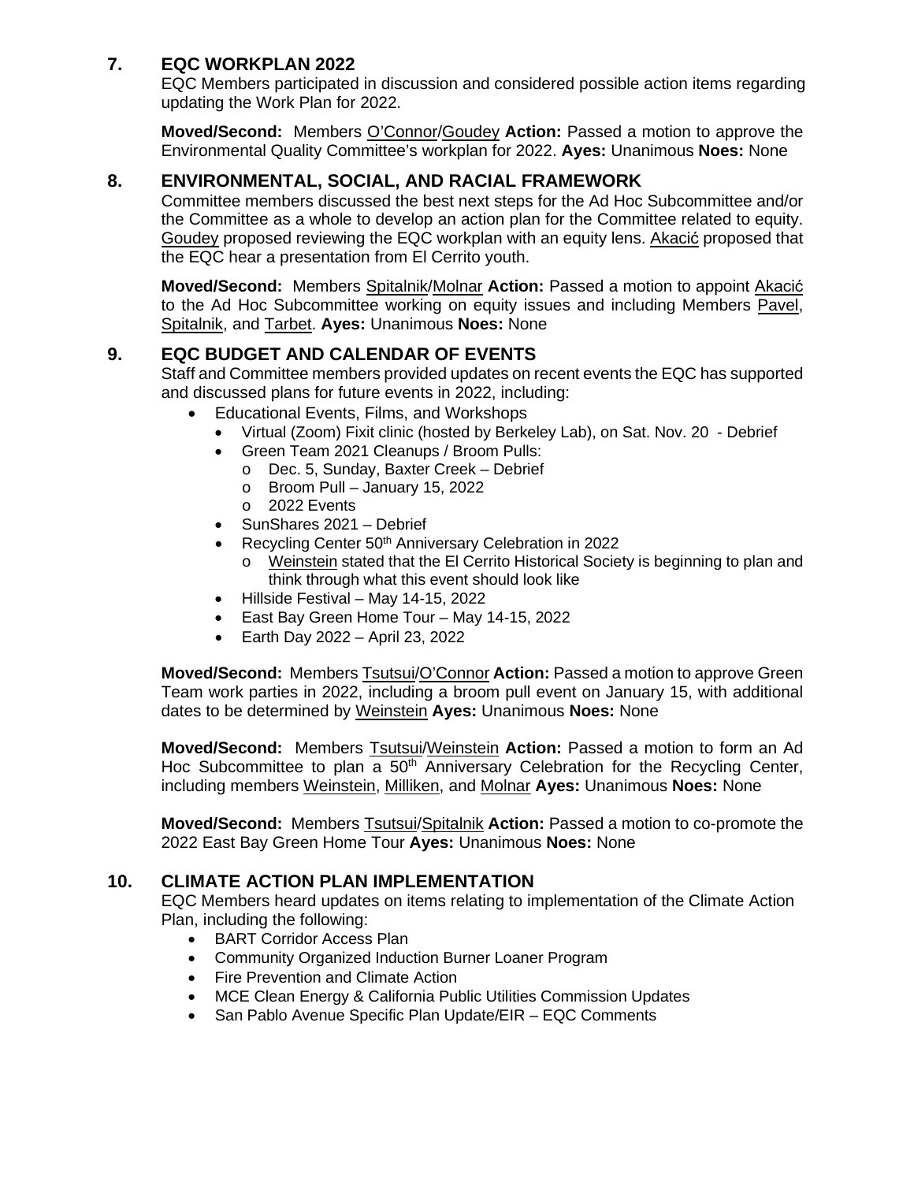## 7. EQC WORKPLAN 2022

EQC Members participated in discussion and considered possible action items regarding updating the Work Plan for 2022.

**Moved/Second:** Members O'Connor/Goudey **Action:** Passed a motion to approve the Environmental Quality Committee's workplan for 2022. **Ayes:** Unanimous **Noes:** None

## 8. ENVIRONMENTAL, SOCIAL, AND RACIAL FRAMEWORK

Committee members discussed the best next steps for the Ad Hoc Subcommittee and/or the Committee as a whole to develop an action plan for the Committee related to equity. Goudey proposed reviewing the EQC workplan with an equity lens. Akacić proposed that the EQC hear a presentation from El Cerrito youth.

**Moved/Second:** Members Spitalnik/Molnar **Action:** Passed a motion to appoint Akacić to the Ad Hoc Subcommittee working on equity issues and including Members Pavel, Spitalnik, and Tarbet. **Ayes:** Unanimous **Noes:** None

## 9. EQC BUDGET AND CALENDAR OF EVENTS

Staff and Committee members provided updates on recent events the EQC has supported and discussed plans for future events in 2022, including:

- Educational Events, Films, and Workshops
  - Virtual (Zoom) Fixit clinic (hosted by Berkeley Lab), on Sat. Nov. 20 - Debrief
  - Green Team 2021 Cleanups / Broom Pulls:
    - Dec. 5, Sunday, Baxter Creek – Debrief
    - Broom Pull – January 15, 2022
    - 2022 Events
  - SunShares 2021 – Debrief
  - Recycling Center 50th Anniversary Celebration in 2022
    - Weinstein stated that the El Cerrito Historical Society is beginning to plan and think through what this event should look like
  - Hillside Festival – May 14-15, 2022
  - East Bay Green Home Tour – May 14-15, 2022
  - Earth Day 2022 – April 23, 2022

**Moved/Second:** Members Tsutsui/O'Connor **Action:** Passed a motion to approve Green Team work parties in 2022, including a broom pull event on January 15, with additional dates to be determined by Weinstein **Ayes:** Unanimous **Noes:** None

**Moved/Second:** Members Tsutsui/Weinstein **Action:** Passed a motion to form an Ad Hoc Subcommittee to plan a 50th Anniversary Celebration for the Recycling Center, including members Weinstein, Milliken, and Molnar **Ayes:** Unanimous **Noes:** None

**Moved/Second:** Members Tsutsui/Spitalnik **Action:** Passed a motion to co-promote the 2022 East Bay Green Home Tour **Ayes:** Unanimous **Noes:** None

## 10. CLIMATE ACTION PLAN IMPLEMENTATION

EQC Members heard updates on items relating to implementation of the Climate Action Plan, including the following:

- BART Corridor Access Plan
- Community Organized Induction Burner Loaner Program
- Fire Prevention and Climate Action
- MCE Clean Energy & California Public Utilities Commission Updates
- San Pablo Avenue Specific Plan Update/EIR – EQC Comments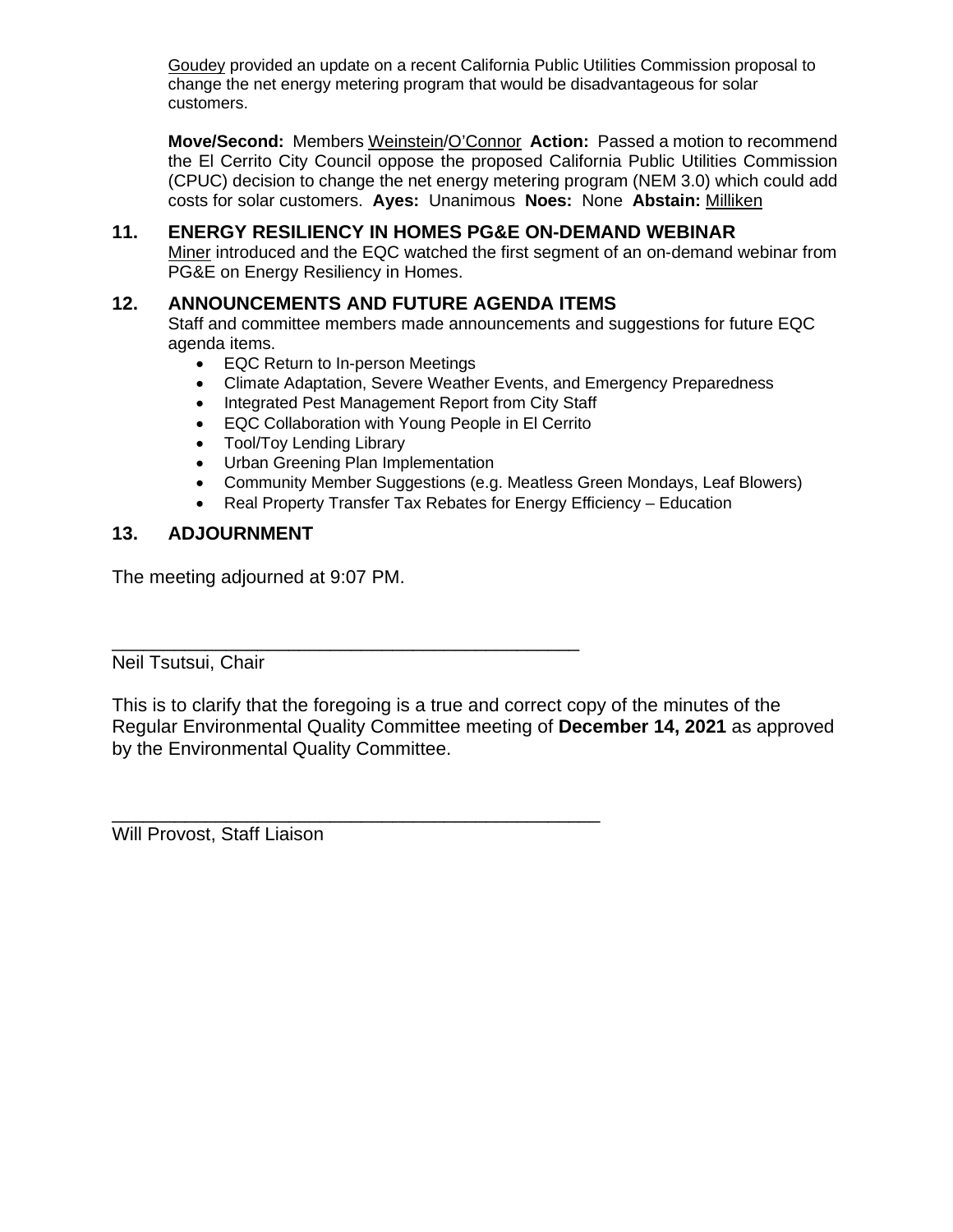Goudey provided an update on a recent California Public Utilities Commission proposal to change the net energy metering program that would be disadvantageous for solar customers.

**Move/Second:** Members Weinstein/O'Connor **Action:** Passed a motion to recommend the El Cerrito City Council oppose the proposed California Public Utilities Commission (CPUC) decision to change the net energy metering program (NEM 3.0) which could add costs for solar customers. **Ayes:** Unanimous **Noes:** None **Abstain:** Milliken

## 11. ENERGY RESILIENCY IN HOMES PG&E ON-DEMAND WEBINAR

Miner introduced and the EQC watched the first segment of an on-demand webinar from PG&E on Energy Resiliency in Homes.

## 12. ANNOUNCEMENTS AND FUTURE AGENDA ITEMS

Staff and committee members made announcements and suggestions for future EQC agenda items.

- EQC Return to In-person Meetings
- Climate Adaptation, Severe Weather Events, and Emergency Preparedness
- Integrated Pest Management Report from City Staff
- EQC Collaboration with Young People in El Cerrito
- Tool/Toy Lending Library
- Urban Greening Plan Implementation
- Community Member Suggestions (e.g. Meatless Green Mondays, Leaf Blowers)
- Real Property Transfer Tax Rebates for Energy Efficiency – Education

## 13. ADJOURNMENT

The meeting adjourned at 9:07 PM.

_______________________________________________
Neil Tsutsui, Chair

This is to clarify that the foregoing is a true and correct copy of the minutes of the Regular Environmental Quality Committee meeting of **December 14, 2021** as approved by the Environmental Quality Committee.

_______________________________________________
Will Provost, Staff Liaison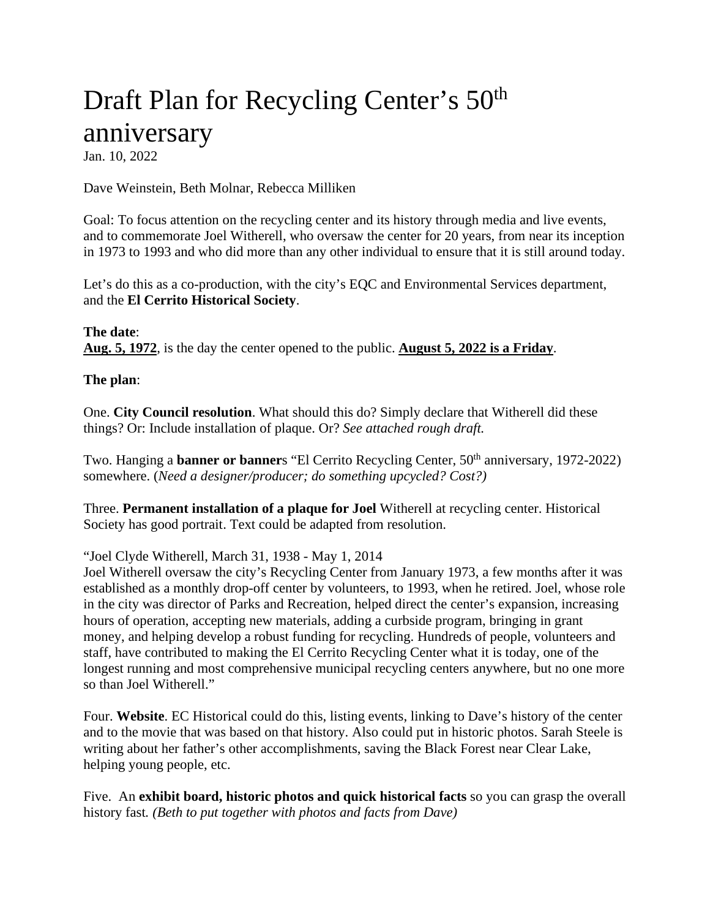# Draft Plan for Recycling Center's 50th anniversary

Jan. 10, 2022

Dave Weinstein, Beth Molnar, Rebecca Milliken

Goal: To focus attention on the recycling center and its history through media and live events, and to commemorate Joel Witherell, who oversaw the center for 20 years, from near its inception in 1973 to 1993 and who did more than any other individual to ensure that it is still around today.

Let's do this as a co-production, with the city's EQC and Environmental Services department, and the **El Cerrito Historical Society**.

**The date**:
**Aug. 5, 1972**, is the day the center opened to the public. **August 5, 2022 is a Friday**.

**The plan**:

One. **City Council resolution**. What should this do? Simply declare that Witherell did these things? Or: Include installation of plaque. Or? *See attached rough draft.*

Two. Hanging a **banner or banner**s "El Cerrito Recycling Center, 50th anniversary, 1972-2022) somewhere. (*Need a designer/producer; do something upcycled? Cost?)*

Three. **Permanent installation of a plaque for Joel** Witherell at recycling center. Historical Society has good portrait. Text could be adapted from resolution.

"Joel Clyde Witherell, March 31, 1938 - May 1, 2014
Joel Witherell oversaw the city's Recycling Center from January 1973, a few months after it was established as a monthly drop-off center by volunteers, to 1993, when he retired. Joel, whose role in the city was director of Parks and Recreation, helped direct the center's expansion, increasing hours of operation, accepting new materials, adding a curbside program, bringing in grant money, and helping develop a robust funding for recycling. Hundreds of people, volunteers and staff, have contributed to making the El Cerrito Recycling Center what it is today, one of the longest running and most comprehensive municipal recycling centers anywhere, but no one more so than Joel Witherell."

Four. **Website**. EC Historical could do this, listing events, linking to Dave's history of the center and to the movie that was based on that history. Also could put in historic photos. Sarah Steele is writing about her father's other accomplishments, saving the Black Forest near Clear Lake, helping young people, etc.

Five. An **exhibit board, historic photos and quick historical facts** so you can grasp the overall history fast. *(Beth to put together with photos and facts from Dave)*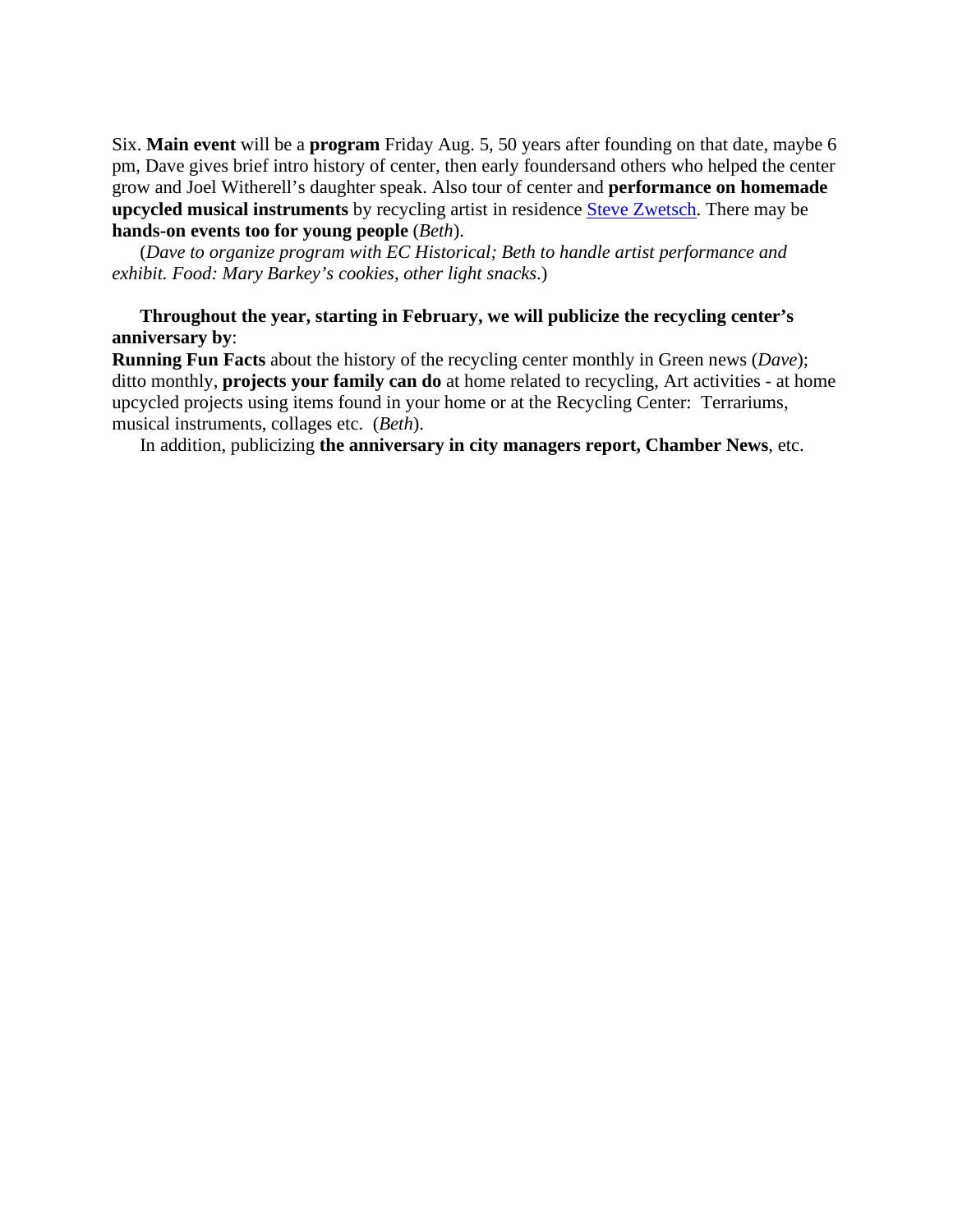Six. **Main event** will be a **program** Friday Aug. 5, 50 years after founding on that date, maybe 6 pm, Dave gives brief intro history of center, then early foundersand others who helped the center grow and Joel Witherell's daughter speak. Also tour of center and **performance on homemade upcycled musical instruments** by recycling artist in residence Steve Zwetsch. There may be **hands-on events too for young people** (*Beth*).

(*Dave to organize program with EC Historical; Beth to handle artist performance and exhibit. Food: Mary Barkey's cookies, other light snacks*.)

**Throughout the year, starting in February, we will publicize the recycling center's anniversary by**:

**Running Fun Facts** about the history of the recycling center monthly in Green news (*Dave*); ditto monthly, **projects your family can do** at home related to recycling, Art activities - at home upcycled projects using items found in your home or at the Recycling Center: Terrariums, musical instruments, collages etc. (*Beth*).

In addition, publicizing **the anniversary in city managers report, Chamber News**, etc.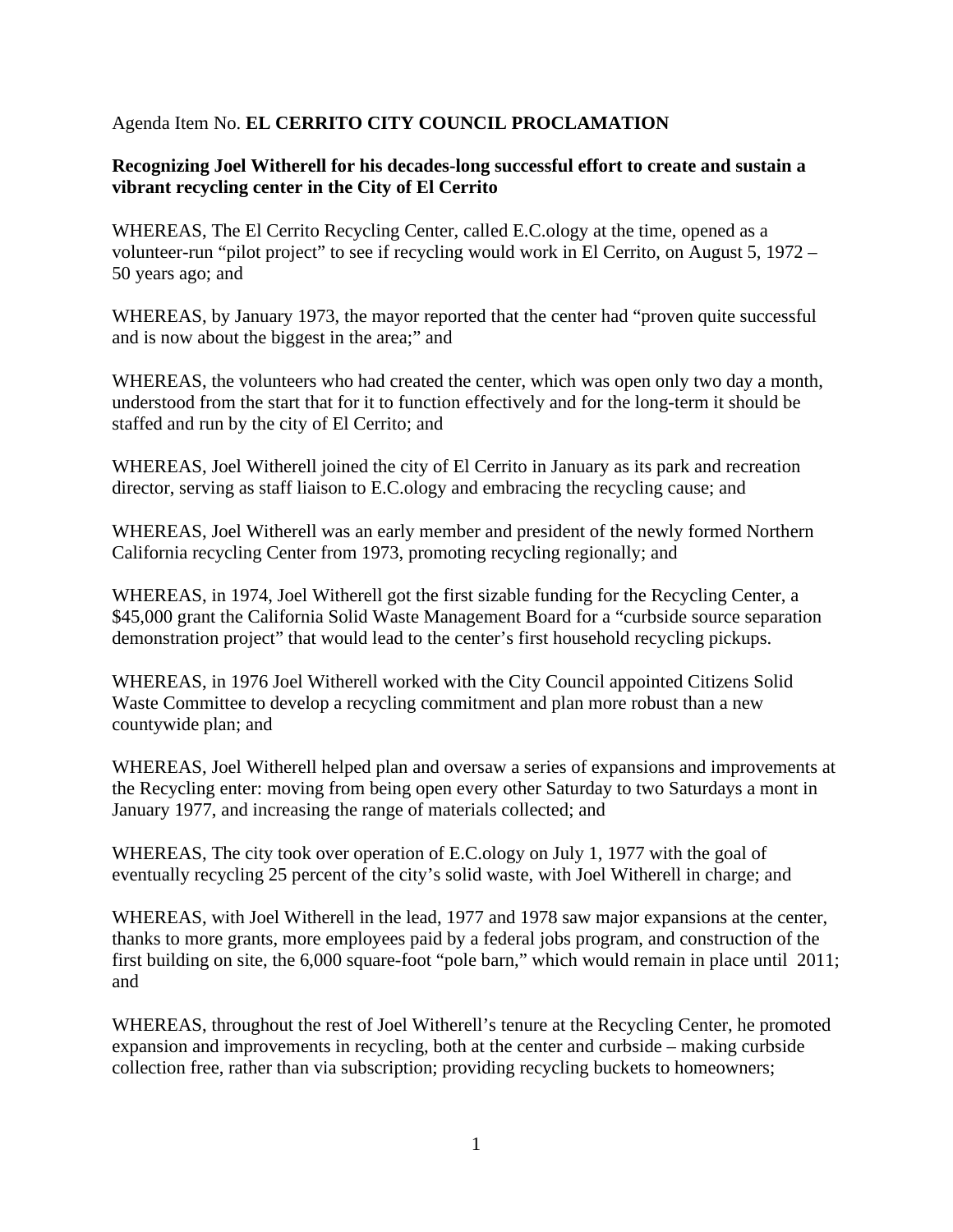Agenda Item No. **EL CERRITO CITY COUNCIL PROCLAMATION**

**Recognizing Joel Witherell for his decades-long successful effort to create and sustain a vibrant recycling center in the City of El Cerrito**

WHEREAS, The El Cerrito Recycling Center, called E.C.ology at the time, opened as a volunteer-run "pilot project" to see if recycling would work in El Cerrito, on August 5, 1972 – 50 years ago; and

WHEREAS, by January 1973, the mayor reported that the center had "proven quite successful and is now about the biggest in the area;" and

WHEREAS, the volunteers who had created the center, which was open only two day a month, understood from the start that for it to function effectively and for the long-term it should be staffed and run by the city of El Cerrito; and

WHEREAS, Joel Witherell joined the city of El Cerrito in January as its park and recreation director, serving as staff liaison to E.C.ology and embracing the recycling cause; and

WHEREAS, Joel Witherell was an early member and president of the newly formed Northern California recycling Center from 1973, promoting recycling regionally; and

WHEREAS, in 1974, Joel Witherell got the first sizable funding for the Recycling Center, a $45,000 grant the California Solid Waste Management Board for a "curbside source separation demonstration project" that would lead to the center's first household recycling pickups.

WHEREAS, in 1976 Joel Witherell worked with the City Council appointed Citizens Solid Waste Committee to develop a recycling commitment and plan more robust than a new countywide plan; and

WHEREAS, Joel Witherell helped plan and oversaw a series of expansions and improvements at the Recycling enter: moving from being open every other Saturday to two Saturdays a mont in January 1977, and increasing the range of materials collected; and

WHEREAS, The city took over operation of E.C.ology on July 1, 1977 with the goal of eventually recycling 25 percent of the city's solid waste, with Joel Witherell in charge; and

WHEREAS, with Joel Witherell in the lead, 1977 and 1978 saw major expansions at the center, thanks to more grants, more employees paid by a federal jobs program, and construction of the first building on site, the 6,000 square-foot "pole barn," which would remain in place until 2011; and

WHEREAS, throughout the rest of Joel Witherell's tenure at the Recycling Center, he promoted expansion and improvements in recycling, both at the center and curbside – making curbside collection free, rather than via subscription; providing recycling buckets to homeowners;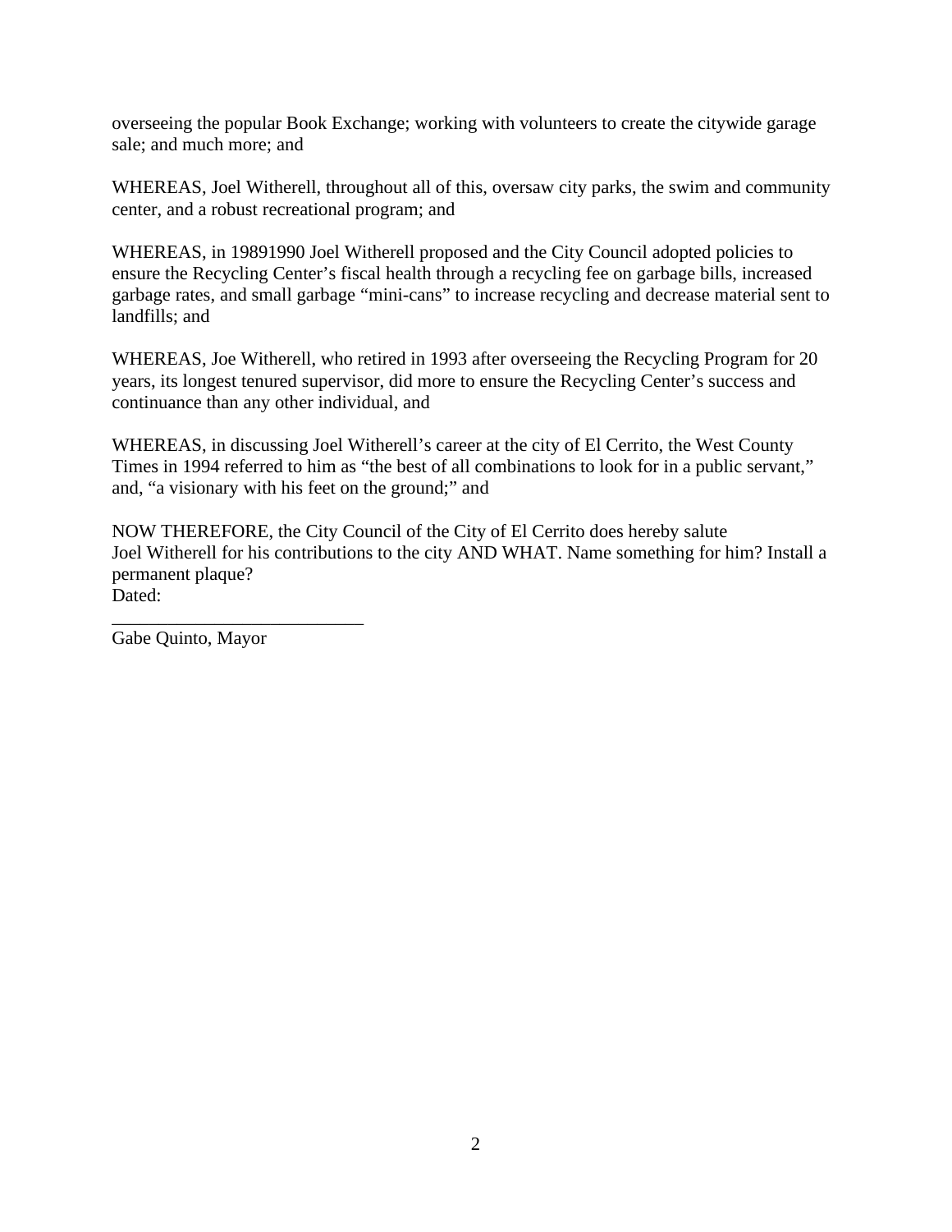overseeing the popular Book Exchange; working with volunteers to create the citywide garage sale; and much more; and

WHEREAS, Joel Witherell, throughout all of this, oversaw city parks, the swim and community center, and a robust recreational program; and

WHEREAS, in 19891990 Joel Witherell proposed and the City Council adopted policies to ensure the Recycling Center's fiscal health through a recycling fee on garbage bills, increased garbage rates, and small garbage "mini-cans" to increase recycling and decrease material sent to landfills; and

WHEREAS, Joe Witherell, who retired in 1993 after overseeing the Recycling Program for 20 years, its longest tenured supervisor, did more to ensure the Recycling Center's success and continuance than any other individual, and

WHEREAS, in discussing Joel Witherell's career at the city of El Cerrito, the West County Times in 1994 referred to him as "the best of all combinations to look for in a public servant," and, "a visionary with his feet on the ground;" and

NOW THEREFORE, the City Council of the City of El Cerrito does hereby salute Joel Witherell for his contributions to the city AND WHAT. Name something for him? Install a permanent plaque?
Dated:

___________________________
Gabe Quinto, Mayor